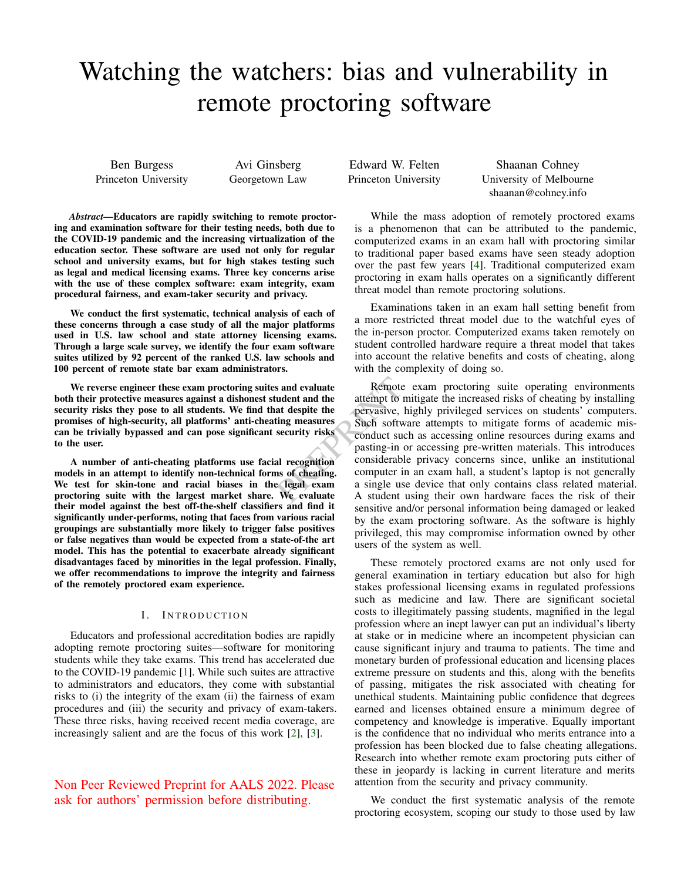# Watching the watchers: bias and vulnerability in remote proctoring software

Ben Burgess
Princeton University

Avi Ginsberg
Georgetown Law

Edward W. Felten
Princeton University

Shaanan Cohney
University of Melbourne
shaanan@cohney.info

***Abstract*—Educators are rapidly switching to remote proctoring and examination software for their testing needs, both due to the COVID-19 pandemic and the increasing virtualization of the education sector. These software are used not only for regular school and university exams, but for high stakes testing such as legal and medical licensing exams. Three key concerns arise with the use of these complex software: exam integrity, exam procedural fairness, and exam-taker security and privacy.**

**We conduct the first systematic, technical analysis of each of these concerns through a case study of all the major platforms used in U.S. law school and state attorney licensing exams. Through a large scale survey, we identify the four exam software suites utilized by 92 percent of the ranked U.S. law schools and 100 percent of remote state bar exam administrators.**

**We reverse engineer these exam proctoring suites and evaluate both their protective measures against a dishonest student and the security risks they pose to all students. We find that despite the promises of high-security, all platforms' anti-cheating measures can be trivially bypassed and can pose significant security risks to the user.**

**A number of anti-cheating platforms use facial recognition models in an attempt to identify non-technical forms of cheating. We test for skin-tone and racial biases in the legal exam proctoring suite with the largest market share. We evaluate their model against the best off-the-shelf classifiers and find it significantly under-performs, noting that faces from various racial groupings are substantially more likely to trigger false positives or false negatives than would be expected from a state-of-the art model. This has the potential to exacerbate already significant disadvantages faced by minorities in the legal profession. Finally, we offer recommendations to improve the integrity and fairness of the remotely proctored exam experience.**

## I. Introduction

Educators and professional accreditation bodies are rapidly adopting remote proctoring suites—software for monitoring students while they take exams. This trend has accelerated due to the COVID-19 pandemic [1]. While such suites are attractive to administrators and educators, they come with substantial risks to (i) the integrity of the exam (ii) the fairness of exam procedures and (iii) the security and privacy of exam-takers. These three risks, having received recent media coverage, are increasingly salient and are the focus of this work [2], [3].

Non Peer Reviewed Preprint for AALS 2022. Please ask for authors' permission before distributing.

While the mass adoption of remotely proctored exams is a phenomenon that can be attributed to the pandemic, computerized exams in an exam hall with proctoring similar to traditional paper based exams have seen steady adoption over the past few years [4]. Traditional computerized exam proctoring in exam halls operates on a significantly different threat model than remote proctoring solutions.

Examinations taken in an exam hall setting benefit from a more restricted threat model due to the watchful eyes of the in-person proctor. Computerized exams taken remotely on student controlled hardware require a threat model that takes into account the relative benefits and costs of cheating, along with the complexity of doing so.

Remote exam proctoring suite operating environments attempt to mitigate the increased risks of cheating by installing pervasive, highly privileged services on students' computers. Such software attempts to mitigate forms of academic misconduct such as accessing online resources during exams and pasting-in or accessing pre-written materials. This introduces considerable privacy concerns since, unlike an institutional computer in an exam hall, a student's laptop is not generally a single use device that only contains class related material. A student using their own hardware faces the risk of their sensitive and/or personal information being damaged or leaked by the exam proctoring software. As the software is highly privileged, this may compromise information owned by other users of the system as well.

These remotely proctored exams are not only used for general examination in tertiary education but also for high stakes professional licensing exams in regulated professions such as medicine and law. There are significant societal costs to illegitimately passing students, magnified in the legal profession where an inept lawyer can put an individual's liberty at stake or in medicine where an incompetent physician can cause significant injury and trauma to patients. The time and monetary burden of professional education and licensing places extreme pressure on students and this, along with the benefits of passing, mitigates the risk associated with cheating for unethical students. Maintaining public confidence that degrees earned and licenses obtained ensure a minimum degree of competency and knowledge is imperative. Equally important is the confidence that no individual who merits entrance into a profession has been blocked due to false cheating allegations. Research into whether remote exam proctoring puts either of these in jeopardy is lacking in current literature and merits attention from the security and privacy community.

We conduct the first systematic analysis of the remote proctoring ecosystem, scoping our study to those used by law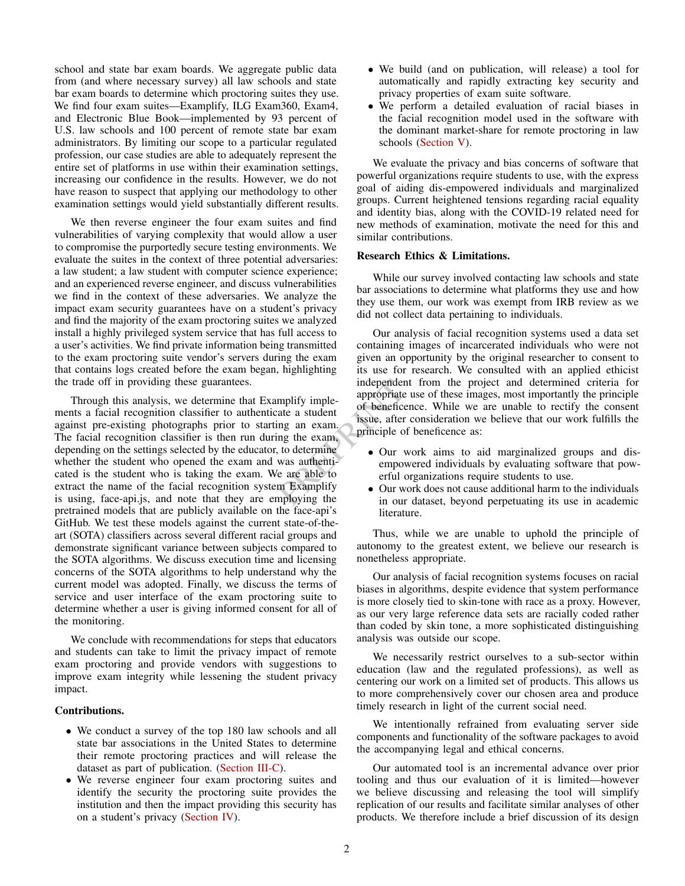school and state bar exam boards. We aggregate public data from (and where necessary survey) all law schools and state bar exam boards to determine which proctoring suites they use. We find four exam suites—Examplify, ILG Exam360, Exam4, and Electronic Blue Book—implemented by 93 percent of U.S. law schools and 100 percent of remote state bar exam administrators. By limiting our scope to a particular regulated profession, our case studies are able to adequately represent the entire set of platforms in use within their examination settings, increasing our confidence in the results. However, we do not have reason to suspect that applying our methodology to other examination settings would yield substantially different results.

We then reverse engineer the four exam suites and find vulnerabilities of varying complexity that would allow a user to compromise the purportedly secure testing environments. We evaluate the suites in the context of three potential adversaries: a law student; a law student with computer science experience; and an experienced reverse engineer, and discuss vulnerabilities we find in the context of these adversaries. We analyze the impact exam security guarantees have on a student's privacy and find the majority of the exam proctoring suites we analyzed install a highly privileged system service that has full access to a user's activities. We find private information being transmitted to the exam proctoring suite vendor's servers during the exam that contains logs created before the exam began, highlighting the trade off in providing these guarantees.

Through this analysis, we determine that Examplify implements a facial recognition classifier to authenticate a student against pre-existing photographs prior to starting an exam. The facial recognition classifier is then run during the exam, depending on the settings selected by the educator, to determine whether the student who opened the exam and was authenticated is the student who is taking the exam. We are able to extract the name of the facial recognition system Examplify is using, face-api.js, and note that they are employing the pretrained models that are publicly available on the face-api's GitHub. We test these models against the current state-of-the-art (SOTA) classifiers across several different racial groups and demonstrate significant variance between subjects compared to the SOTA algorithms. We discuss execution time and licensing concerns of the SOTA algorithms to help understand why the current model was adopted. Finally, we discuss the terms of service and user interface of the exam proctoring suite to determine whether a user is giving informed consent for all of the monitoring.

We conclude with recommendations for steps that educators and students can take to limit the privacy impact of remote exam proctoring and provide vendors with suggestions to improve exam integrity while lessening the student privacy impact.

**Contributions.**

- We conduct a survey of the top 180 law schools and all state bar associations in the United States to determine their remote proctoring practices and will release the dataset as part of publication. (Section III-C).
- We reverse engineer four exam proctoring suites and identify the security the proctoring suite provides the institution and then the impact providing this security has on a student's privacy (Section IV).
- We build (and on publication, will release) a tool for automatically and rapidly extracting key security and privacy properties of exam suite software.
- We perform a detailed evaluation of racial biases in the facial recognition model used in the software with the dominant market-share for remote proctoring in law schools (Section V).

We evaluate the privacy and bias concerns of software that powerful organizations require students to use, with the express goal of aiding dis-empowered individuals and marginalized groups. Current heightened tensions regarding racial equality and identity bias, along with the COVID-19 related need for new methods of examination, motivate the need for this and similar contributions.

**Research Ethics & Limitations.**

While our survey involved contacting law schools and state bar associations to determine what platforms they use and how they use them, our work was exempt from IRB review as we did not collect data pertaining to individuals.

Our analysis of facial recognition systems used a data set containing images of incarcerated individuals who were not given an opportunity by the original researcher to consent to its use for research. We consulted with an applied ethicist independent from the project and determined criteria for appropriate use of these images, most importantly the principle of beneficence. While we are unable to rectify the consent issue, after consideration we believe that our work fulfills the principle of beneficence as:

- Our work aims to aid marginalized groups and dis-empowered individuals by evaluating software that powerful organizations require students to use.
- Our work does not cause additional harm to the individuals in our dataset, beyond perpetuating its use in academic literature.

Thus, while we are unable to uphold the principle of autonomy to the greatest extent, we believe our research is nonetheless appropriate.

Our analysis of facial recognition systems focuses on racial biases in algorithms, despite evidence that system performance is more closely tied to skin-tone with race as a proxy. However, as our very large reference data sets are racially coded rather than coded by skin tone, a more sophisticated distinguishing analysis was outside our scope.

We necessarily restrict ourselves to a sub-sector within education (law and the regulated professions), as well as centering our work on a limited set of products. This allows us to more comprehensively cover our chosen area and produce timely research in light of the current social need.

We intentionally refrained from evaluating server side components and functionality of the software packages to avoid the accompanying legal and ethical concerns.

Our automated tool is an incremental advance over prior tooling and thus our evaluation of it is limited—however we believe discussing and releasing the tool will simplify replication of our results and facilitate similar analyses of other products. We therefore include a brief discussion of its design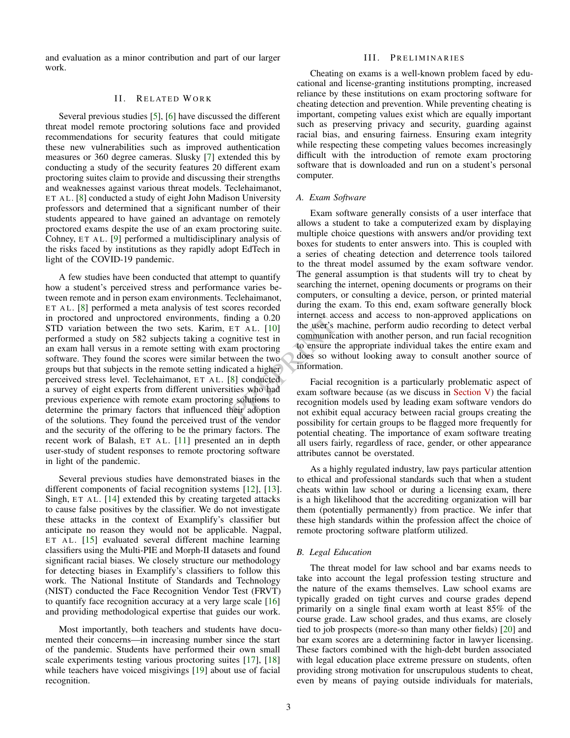and evaluation as a minor contribution and part of our larger work.

## II. Related Work

Several previous studies [5], [6] have discussed the different threat model remote proctoring solutions face and provided recommendations for security features that could mitigate these new vulnerabilities such as improved authentication measures or 360 degree cameras. Slusky [7] extended this by conducting a study of the security features 20 different exam proctoring suites claim to provide and discussing their strengths and weaknesses against various threat models. Teclehaimanot, et al. [8] conducted a study of eight John Madison University professors and determined that a significant number of their students appeared to have gained an advantage on remotely proctored exams despite the use of an exam proctoring suite. Cohney, et al. [9] performed a multidisciplinary analysis of the risks faced by institutions as they rapidly adopt EdTech in light of the COVID-19 pandemic.

A few studies have been conducted that attempt to quantify how a student's perceived stress and performance varies between remote and in person exam environments. Teclehaimanot, et al. [8] performed a meta analysis of test scores recorded in proctored and unproctored environments, finding a 0.20 STD variation between the two sets. Karim, et al. [10] performed a study on 582 subjects taking a cognitive test in an exam hall versus in a remote setting with exam proctoring software. They found the scores were similar between the two groups but that subjects in the remote setting indicated a higher perceived stress level. Teclehaimanot, et al. [8] conducted a survey of eight experts from different universities who had previous experience with remote exam proctoring solutions to determine the primary factors that influenced their adoption of the solutions. They found the perceived trust of the vendor and the security of the offering to be the primary factors. The recent work of Balash, et al. [11] presented an in depth user-study of student responses to remote proctoring software in light of the pandemic.

Several previous studies have demonstrated biases in the different components of facial recognition systems [12], [13]. Singh, et al. [14] extended this by creating targeted attacks to cause false positives by the classifier. We do not investigate these attacks in the context of Examplify's classifier but anticipate no reason they would not be applicable. Nagpal, et al. [15] evaluated several different machine learning classifiers using the Multi-PIE and Morph-II datasets and found significant racial biases. We closely structure our methodology for detecting biases in Examplify's classifiers to follow this work. The National Institute of Standards and Technology (NIST) conducted the Face Recognition Vendor Test (FRVT) to quantify face recognition accuracy at a very large scale [16] and providing methodological expertise that guides our work.

Most importantly, both teachers and students have documented their concerns—in increasing number since the start of the pandemic. Students have performed their own small scale experiments testing various proctoring suites [17], [18] while teachers have voiced misgivings [19] about use of facial recognition.

## III. Preliminaries

Cheating on exams is a well-known problem faced by educational and license-granting institutions prompting, increased reliance by these institutions on exam proctoring software for cheating detection and prevention. While preventing cheating is important, competing values exist which are equally important such as preserving privacy and security, guarding against racial bias, and ensuring fairness. Ensuring exam integrity while respecting these competing values becomes increasingly difficult with the introduction of remote exam proctoring software that is downloaded and run on a student's personal computer.

### A. Exam Software

Exam software generally consists of a user interface that allows a student to take a computerized exam by displaying multiple choice questions with answers and/or providing text boxes for students to enter answers into. This is coupled with a series of cheating detection and deterrence tools tailored to the threat model assumed by the exam software vendor. The general assumption is that students will try to cheat by searching the internet, opening documents or programs on their computers, or consulting a device, person, or printed material during the exam. To this end, exam software generally block internet access and access to non-approved applications on the user's machine, perform audio recording to detect verbal communication with another person, and run facial recognition to ensure the appropriate individual takes the entire exam and does so without looking away to consult another source of information.

Facial recognition is a particularly problematic aspect of exam software because (as we discuss in Section V) the facial recognition models used by leading exam software vendors do not exhibit equal accuracy between racial groups creating the possibility for certain groups to be flagged more frequently for potential cheating. The importance of exam software treating all users fairly, regardless of race, gender, or other appearance attributes cannot be overstated.

As a highly regulated industry, law pays particular attention to ethical and professional standards such that when a student cheats within law school or during a licensing exam, there is a high likelihood that the accrediting organization will bar them (potentially permanently) from practice. We infer that these high standards within the profession affect the choice of remote proctoring software platform utilized.

### B. Legal Education

The threat model for law school and bar exams needs to take into account the legal profession testing structure and the nature of the exams themselves. Law school exams are typically graded on tight curves and course grades depend primarily on a single final exam worth at least 85% of the course grade. Law school grades, and thus exams, are closely tied to job prospects (more-so than many other fields) [20] and bar exam scores are a determining factor in lawyer licensing. These factors combined with the high-debt burden associated with legal education place extreme pressure on students, often providing strong motivation for unscrupulous students to cheat, even by means of paying outside individuals for materials,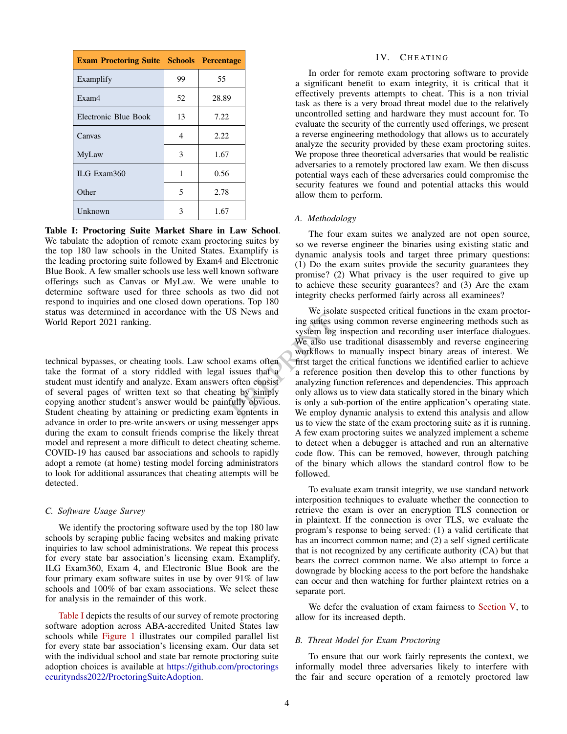| Exam Proctoring Suite | Schools | Percentage |
|---|---|---|
| Examplify | 99 | 55 |
| Exam4 | 52 | 28.89 |
| Electronic Blue Book | 13 | 7.22 |
| Canvas | 4 | 2.22 |
| MyLaw | 3 | 1.67 |
| ILG Exam360 | 1 | 0.56 |
| Other | 5 | 2.78 |
| Unknown | 3 | 1.67 |

**Table I: Proctoring Suite Market Share in Law School**. We tabulate the adoption of remote exam proctoring suites by the top 180 law schools in the United States. Examplify is the leading proctoring suite followed by Exam4 and Electronic Blue Book. A few smaller schools use less well known software offerings such as Canvas or MyLaw. We were unable to determine software used for three schools as two did not respond to inquiries and one closed down operations. Top 180 status was determined in accordance with the US News and World Report 2021 ranking.

technical bypasses, or cheating tools. Law school exams often take the format of a story riddled with legal issues that a student must identify and analyze. Exam answers often consist of several pages of written text so that cheating by simply copying another student's answer would be painfully obvious. Student cheating by attaining or predicting exam contents in advance in order to pre-write answers or using messenger apps during the exam to consult friends comprise the likely threat model and represent a more difficult to detect cheating scheme. COVID-19 has caused bar associations and schools to rapidly adopt a remote (at home) testing model forcing administrators to look for additional assurances that cheating attempts will be detected.

### C. Software Usage Survey

We identify the proctoring software used by the top 180 law schools by scraping public facing websites and making private inquiries to law school administrations. We repeat this process for every state bar association's licensing exam. Examplify, ILG Exam360, Exam 4, and Electronic Blue Book are the four primary exam software suites in use by over 91% of law schools and 100% of bar exam associations. We select these for analysis in the remainder of this work.

Table I depicts the results of our survey of remote proctoring software adoption across ABA-accredited United States law schools while Figure 1 illustrates our compiled parallel list for every state bar association's licensing exam. Our data set with the individual school and state bar remote proctoring suite adoption choices is available at https://github.com/proctoringsecurityndss2022/ProctoringSuiteAdoption.

## IV. Cheating

In order for remote exam proctoring software to provide a significant benefit to exam integrity, it is critical that it effectively prevents attempts to cheat. This is a non trivial task as there is a very broad threat model due to the relatively uncontrolled setting and hardware they must account for. To evaluate the security of the currently used offerings, we present a reverse engineering methodology that allows us to accurately analyze the security provided by these exam proctoring suites. We propose three theoretical adversaries that would be realistic adversaries to a remotely proctored law exam. We then discuss potential ways each of these adversaries could compromise the security features we found and potential attacks this would allow them to perform.

### A. Methodology

The four exam suites we analyzed are not open source, so we reverse engineer the binaries using existing static and dynamic analysis tools and target three primary questions: (1) Do the exam suites provide the security guarantees they promise? (2) What privacy is the user required to give up to achieve these security guarantees? and (3) Are the exam integrity checks performed fairly across all examinees?

We isolate suspected critical functions in the exam proctoring suites using common reverse engineering methods such as system log inspection and recording user interface dialogues. We also use traditional disassembly and reverse engineering workflows to manually inspect binary areas of interest. We first target the critical functions we identified earlier to achieve a reference position then develop this to other functions by analyzing function references and dependencies. This approach only allows us to view data statically stored in the binary which is only a sub-portion of the entire application's operating state. We employ dynamic analysis to extend this analysis and allow us to view the state of the exam proctoring suite as it is running. A few exam proctoring suites we analyzed implement a scheme to detect when a debugger is attached and run an alternative code flow. This can be removed, however, through patching of the binary which allows the standard control flow to be followed.

To evaluate exam transit integrity, we use standard network interposition techniques to evaluate whether the connection to retrieve the exam is over an encryption TLS connection or in plaintext. If the connection is over TLS, we evaluate the program's response to being served: (1) a valid certificate that has an incorrect common name; and (2) a self signed certificate that is not recognized by any certificate authority (CA) but that bears the correct common name. We also attempt to force a downgrade by blocking access to the port before the handshake can occur and then watching for further plaintext retries on a separate port.

We defer the evaluation of exam fairness to Section V, to allow for its increased depth.

### B. Threat Model for Exam Proctoring

To ensure that our work fairly represents the context, we informally model three adversaries likely to interfere with the fair and secure operation of a remotely proctored law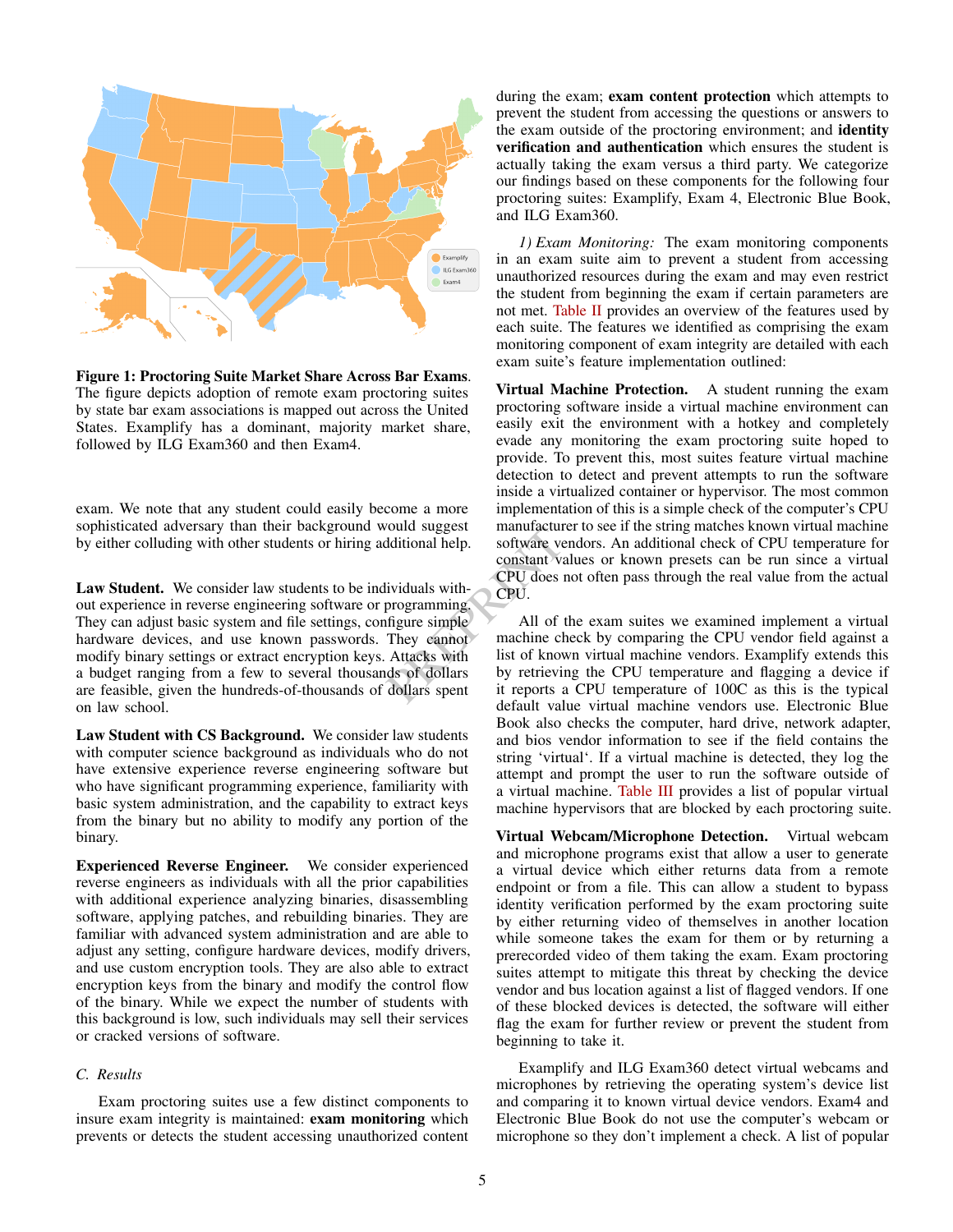**Figure 1: Proctoring Suite Market Share Across Bar Exams**. The figure depicts adoption of remote exam proctoring suites by state bar exam associations is mapped out across the United States. Examplify has a dominant, majority market share, followed by ILG Exam360 and then Exam4.

exam. We note that any student could easily become a more sophisticated adversary than their background would suggest by either colluding with other students or hiring additional help.

**Law Student.** We consider law students to be individuals without experience in reverse engineering software or programming. They can adjust basic system and file settings, configure simple hardware devices, and use known passwords. They cannot modify binary settings or extract encryption keys. Attacks with a budget ranging from a few to several thousands of dollars are feasible, given the hundreds-of-thousands of dollars spent on law school.

**Law Student with CS Background.** We consider law students with computer science background as individuals who do not have extensive experience reverse engineering software but who have significant programming experience, familiarity with basic system administration, and the capability to extract keys from the binary but no ability to modify any portion of the binary.

**Experienced Reverse Engineer.** We consider experienced reverse engineers as individuals with all the prior capabilities with additional experience analyzing binaries, disassembling software, applying patches, and rebuilding binaries. They are familiar with advanced system administration and are able to adjust any setting, configure hardware devices, modify drivers, and use custom encryption tools. They are also able to extract encryption keys from the binary and modify the control flow of the binary. While we expect the number of students with this background is low, such individuals may sell their services or cracked versions of software.

### C. Results

Exam proctoring suites use a few distinct components to insure exam integrity is maintained: **exam monitoring** which prevents or detects the student accessing unauthorized content during the exam; **exam content protection** which attempts to prevent the student from accessing the questions or answers to the exam outside of the proctoring environment; and **identity verification and authentication** which ensures the student is actually taking the exam versus a third party. We categorize our findings based on these components for the following four proctoring suites: Examplify, Exam 4, Electronic Blue Book, and ILG Exam360.

*1) Exam Monitoring:* The exam monitoring components in an exam suite aim to prevent a student from accessing unauthorized resources during the exam and may even restrict the student from beginning the exam if certain parameters are not met. Table II provides an overview of the features used by each suite. The features we identified as comprising the exam monitoring component of exam integrity are detailed with each exam suite's feature implementation outlined:

**Virtual Machine Protection.** A student running the exam proctoring software inside a virtual machine environment can easily exit the environment with a hotkey and completely evade any monitoring the exam proctoring suite hoped to provide. To prevent this, most suites feature virtual machine detection to detect and prevent attempts to run the software inside a virtualized container or hypervisor. The most common implementation of this is a simple check of the computer's CPU manufacturer to see if the string matches known virtual machine software vendors. An additional check of CPU temperature for constant values or known presets can be run since a virtual CPU does not often pass through the real value from the actual CPU.

All of the exam suites we examined implement a virtual machine check by comparing the CPU vendor field against a list of known virtual machine vendors. Examplify extends this by retrieving the CPU temperature and flagging a device if it reports a CPU temperature of 100C as this is the typical default value virtual machine vendors use. Electronic Blue Book also checks the computer, hard drive, network adapter, and bios vendor information to see if the field contains the string 'virtual'. If a virtual machine is detected, they log the attempt and prompt the user to run the software outside of a virtual machine. Table III provides a list of popular virtual machine hypervisors that are blocked by each proctoring suite.

**Virtual Webcam/Microphone Detection.** Virtual webcam and microphone programs exist that allow a user to generate a virtual device which either returns data from a remote endpoint or from a file. This can allow a student to bypass identity verification performed by the exam proctoring suite by either returning video of themselves in another location while someone takes the exam for them or by returning a prerecorded video of them taking the exam. Exam proctoring suites attempt to mitigate this threat by checking the device vendor and bus location against a list of flagged vendors. If one of these blocked devices is detected, the software will either flag the exam for further review or prevent the student from beginning to take it.

Examplify and ILG Exam360 detect virtual webcams and microphones by retrieving the operating system's device list and comparing it to known virtual device vendors. Exam4 and Electronic Blue Book do not use the computer's webcam or microphone so they don't implement a check. A list of popular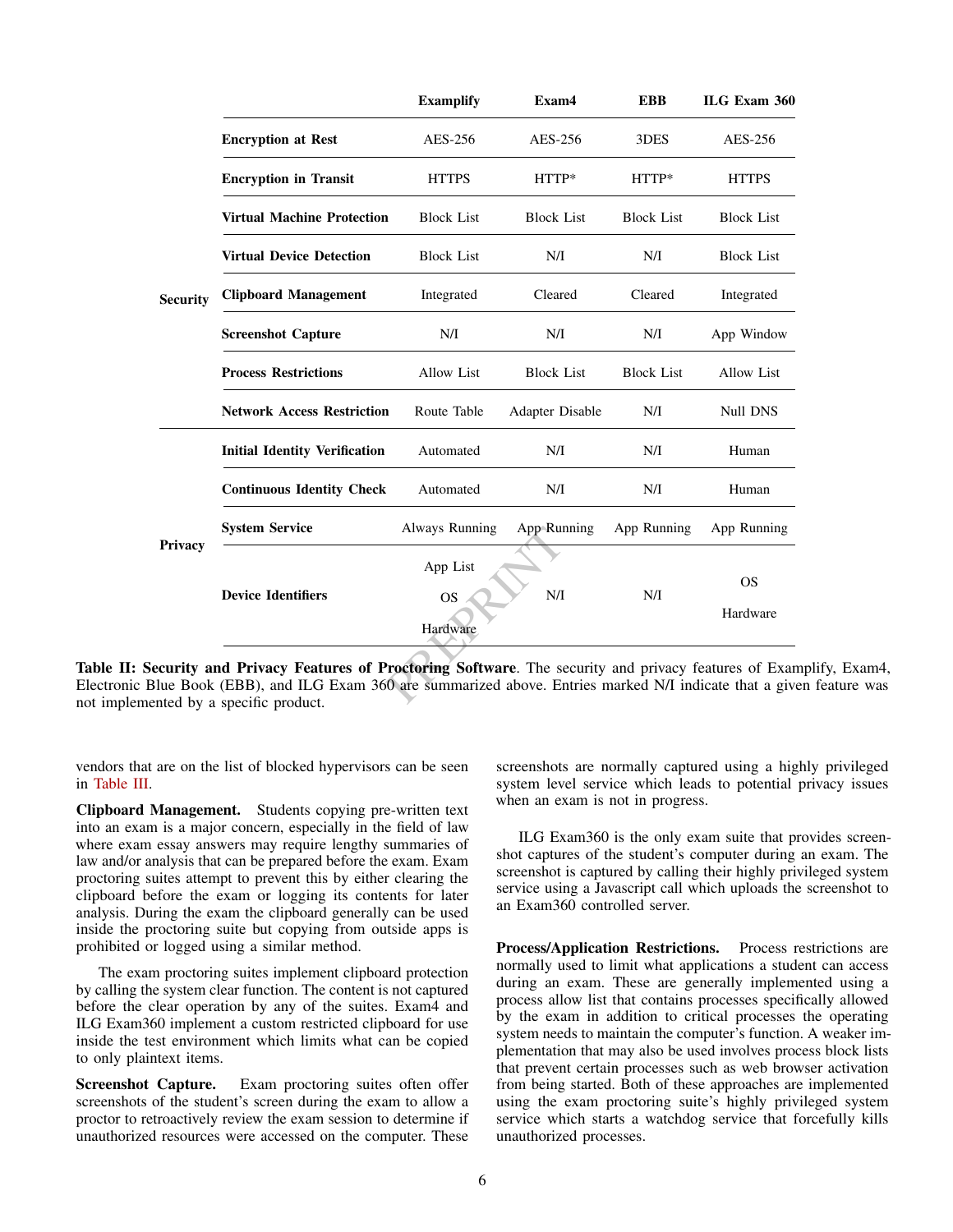| | | Examplify | Exam4 | EBB | ILG Exam 360 |
|---|---|---|---|---|---|
| Security | **Encryption at Rest** | AES-256 | AES-256 | 3DES | AES-256 |
| | **Encryption in Transit** | HTTPS | HTTP* | HTTP* | HTTPS |
| | **Virtual Machine Protection** | Block List | Block List | Block List | Block List |
| | **Virtual Device Detection** | Block List | N/I | N/I | Block List |
| | **Clipboard Management** | Integrated | Cleared | Cleared | Integrated |
| | **Screenshot Capture** | N/I | N/I | N/I | App Window |
| | **Process Restrictions** | Allow List | Block List | Block List | Allow List |
| | **Network Access Restriction** | Route Table | Adapter Disable | N/I | Null DNS |
| Privacy | **Initial Identity Verification** | Automated | N/I | N/I | Human |
| | **Continuous Identity Check** | Automated | N/I | N/I | Human |
| | **System Service** | Always Running | App Running | App Running | App Running |
| | **Device Identifiers** | App List, OS, Hardware | N/I | N/I | OS, Hardware |

**Table II: Security and Privacy Features of Proctoring Software**. The security and privacy features of Examplify, Exam4, Electronic Blue Book (EBB), and ILG Exam 360 are summarized above. Entries marked N/I indicate that a given feature was not implemented by a specific product.

vendors that are on the list of blocked hypervisors can be seen in Table III.

**Clipboard Management.** Students copying pre-written text into an exam is a major concern, especially in the field of law where exam essay answers may require lengthy summaries of law and/or analysis that can be prepared before the exam. Exam proctoring suites attempt to prevent this by either clearing the clipboard before the exam or logging its contents for later analysis. During the exam the clipboard generally can be used inside the proctoring suite but copying from outside apps is prohibited or logged using a similar method.

The exam proctoring suites implement clipboard protection by calling the system clear function. The content is not captured before the clear operation by any of the suites. Exam4 and ILG Exam360 implement a custom restricted clipboard for use inside the test environment which limits what can be copied to only plaintext items.

**Screenshot Capture.** Exam proctoring suites often offer screenshots of the student's screen during the exam to allow a proctor to retroactively review the exam session to determine if unauthorized resources were accessed on the computer. These screenshots are normally captured using a highly privileged system level service which leads to potential privacy issues when an exam is not in progress.

ILG Exam360 is the only exam suite that provides screenshot captures of the student's computer during an exam. The screenshot is captured by calling their highly privileged system service using a Javascript call which uploads the screenshot to an Exam360 controlled server.

**Process/Application Restrictions.** Process restrictions are normally used to limit what applications a student can access during an exam. These are generally implemented using a process allow list that contains processes specifically allowed by the exam in addition to critical processes the operating system needs to maintain the computer's function. A weaker implementation that may also be used involves process block lists that prevent certain processes such as web browser activation from being started. Both of these approaches are implemented using the exam proctoring suite's highly privileged system service which starts a watchdog service that forcefully kills unauthorized processes.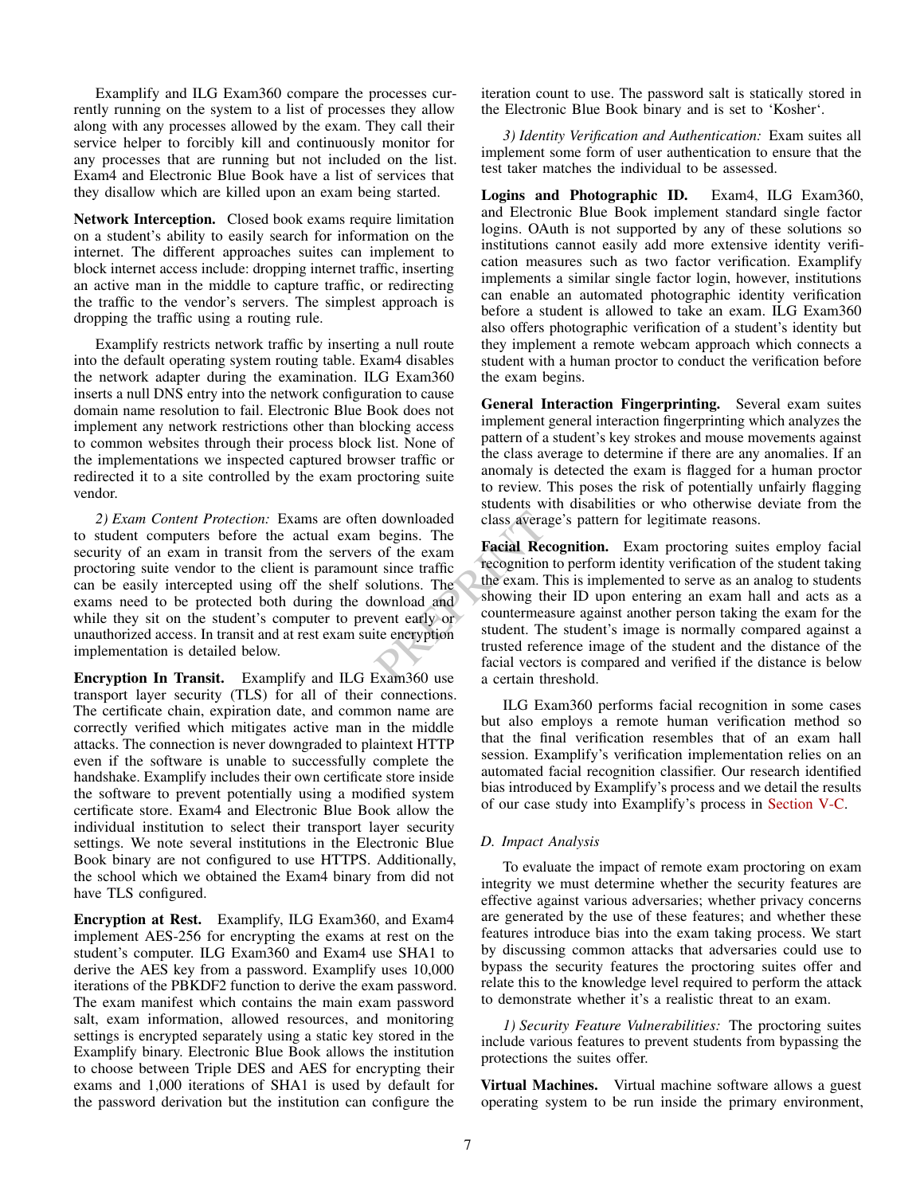Examplify and ILG Exam360 compare the processes currently running on the system to a list of processes they allow along with any processes allowed by the exam. They call their service helper to forcibly kill and continuously monitor for any processes that are running but not included on the list. Exam4 and Electronic Blue Book have a list of services that they disallow which are killed upon an exam being started.

**Network Interception.** Closed book exams require limitation on a student's ability to easily search for information on the internet. The different approaches suites can implement to block internet access include: dropping internet traffic, inserting an active man in the middle to capture traffic, or redirecting the traffic to the vendor's servers. The simplest approach is dropping the traffic using a routing rule.

Examplify restricts network traffic by inserting a null route into the default operating system routing table. Exam4 disables the network adapter during the examination. ILG Exam360 inserts a null DNS entry into the network configuration to cause domain name resolution to fail. Electronic Blue Book does not implement any network restrictions other than blocking access to common websites through their process block list. None of the implementations we inspected captured browser traffic or redirected it to a site controlled by the exam proctoring suite vendor.

*2) Exam Content Protection:* Exams are often downloaded to student computers before the actual exam begins. The security of an exam in transit from the servers of the exam proctoring suite vendor to the client is paramount since traffic can be easily intercepted using off the shelf solutions. The exams need to be protected both during the download and while they sit on the student's computer to prevent early or unauthorized access. In transit and at rest exam suite encryption implementation is detailed below.

**Encryption In Transit.** Examplify and ILG Exam360 use transport layer security (TLS) for all of their connections. The certificate chain, expiration date, and common name are correctly verified which mitigates active man in the middle attacks. The connection is never downgraded to plaintext HTTP even if the software is unable to successfully complete the handshake. Examplify includes their own certificate store inside the software to prevent potentially using a modified system certificate store. Exam4 and Electronic Blue Book allow the individual institution to select their transport layer security settings. We note several institutions in the Electronic Blue Book binary are not configured to use HTTPS. Additionally, the school which we obtained the Exam4 binary from did not have TLS configured.

**Encryption at Rest.** Examplify, ILG Exam360, and Exam4 implement AES-256 for encrypting the exams at rest on the student's computer. ILG Exam360 and Exam4 use SHA1 to derive the AES key from a password. Examplify uses 10,000 iterations of the PBKDF2 function to derive the exam password. The exam manifest which contains the main exam password salt, exam information, allowed resources, and monitoring settings is encrypted separately using a static key stored in the Examplify binary. Electronic Blue Book allows the institution to choose between Triple DES and AES for encrypting their exams and 1,000 iterations of SHA1 is used by default for the password derivation but the institution can configure the iteration count to use. The password salt is statically stored in the Electronic Blue Book binary and is set to 'Kosher'.

*3) Identity Verification and Authentication:* Exam suites all implement some form of user authentication to ensure that the test taker matches the individual to be assessed.

**Logins and Photographic ID.** Exam4, ILG Exam360, and Electronic Blue Book implement standard single factor logins. OAuth is not supported by any of these solutions so institutions cannot easily add more extensive identity verification measures such as two factor verification. Examplify implements a similar single factor login, however, institutions can enable an automated photographic identity verification before a student is allowed to take an exam. ILG Exam360 also offers photographic verification of a student's identity but they implement a remote webcam approach which connects a student with a human proctor to conduct the verification before the exam begins.

**General Interaction Fingerprinting.** Several exam suites implement general interaction fingerprinting which analyzes the pattern of a student's key strokes and mouse movements against the class average to determine if there are any anomalies. If an anomaly is detected the exam is flagged for a human proctor to review. This poses the risk of potentially unfairly flagging students with disabilities or who otherwise deviate from the class average's pattern for legitimate reasons.

**Facial Recognition.** Exam proctoring suites employ facial recognition to perform identity verification of the student taking the exam. This is implemented to serve as an analog to students showing their ID upon entering an exam hall and acts as a countermeasure against another person taking the exam for the student. The student's image is normally compared against a trusted reference image of the student and the distance of the facial vectors is compared and verified if the distance is below a certain threshold.

ILG Exam360 performs facial recognition in some cases but also employs a remote human verification method so that the final verification resembles that of an exam hall session. Examplify's verification implementation relies on an automated facial recognition classifier. Our research identified bias introduced by Examplify's process and we detail the results of our case study into Examplify's process in Section V-C.

### D. Impact Analysis

To evaluate the impact of remote exam proctoring on exam integrity we must determine whether the security features are effective against various adversaries; whether privacy concerns are generated by the use of these features; and whether these features introduce bias into the exam taking process. We start by discussing common attacks that adversaries could use to bypass the security features the proctoring suites offer and relate this to the knowledge level required to perform the attack to demonstrate whether it's a realistic threat to an exam.

*1) Security Feature Vulnerabilities:* The proctoring suites include various features to prevent students from bypassing the protections the suites offer.

**Virtual Machines.** Virtual machine software allows a guest operating system to be run inside the primary environment,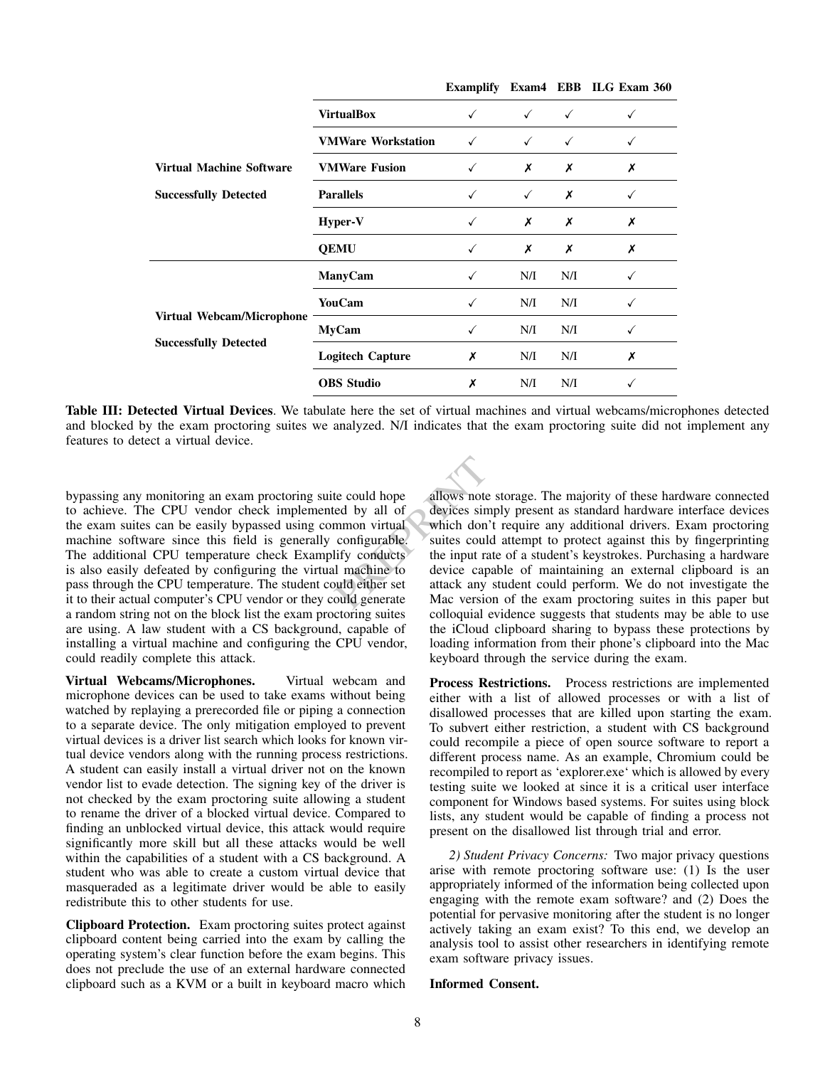| | | Examplify | Exam4 | EBB | ILG Exam 360 |
|---|---|---|---|---|---|
| **Virtual Machine Software Successfully Detected** | **VirtualBox** | ✓ | ✓ | ✓ | ✓ |
| | **VMWare Workstation** | ✓ | ✓ | ✓ | ✓ |
| | **VMWare Fusion** | ✓ | ✗ | ✗ | ✗ |
| | **Parallels** | ✓ | ✓ | ✗ | ✓ |
| | **Hyper-V** | ✓ | ✗ | ✗ | ✗ |
| | **QEMU** | ✓ | ✗ | ✗ | ✗ |
| **Virtual Webcam/Microphone Successfully Detected** | **ManyCam** | ✓ | N/I | N/I | ✓ |
| | **YouCam** | ✓ | N/I | N/I | ✓ |
| | **MyCam** | ✓ | N/I | N/I | ✓ |
| | **Logitech Capture** | ✗ | N/I | N/I | ✗ |
| | **OBS Studio** | ✗ | N/I | N/I | ✓ |

**Table III: Detected Virtual Devices**. We tabulate here the set of virtual machines and virtual webcams/microphones detected and blocked by the exam proctoring suites we analyzed. N/I indicates that the exam proctoring suite did not implement any features to detect a virtual device.

bypassing any monitoring an exam proctoring suite could hope to achieve. The CPU vendor check implemented by all of the exam suites can be easily bypassed using common virtual machine software since this field is generally configurable. The additional CPU temperature check Examplify conducts is also easily defeated by configuring the virtual machine to pass through the CPU temperature. The student could either set it to their actual computer's CPU vendor or they could generate a random string not on the block list the exam proctoring suites are using. A law student with a CS background, capable of installing a virtual machine and configuring the CPU vendor, could readily complete this attack.

**Virtual Webcams/Microphones.** Virtual webcam and microphone devices can be used to take exams without being watched by replaying a prerecorded file or piping a connection to a separate device. The only mitigation employed to prevent virtual devices is a driver list search which looks for known virtual device vendors along with the running process restrictions. A student can easily install a virtual driver not on the known vendor list to evade detection. The signing key of the driver is not checked by the exam proctoring suite allowing a student to rename the driver of a blocked virtual device. Compared to finding an unblocked virtual device, this attack would require significantly more skill but all these attacks would be well within the capabilities of a student with a CS background. A student who was able to create a custom virtual device that masqueraded as a legitimate driver would be able to easily redistribute this to other students for use.

**Clipboard Protection.** Exam proctoring suites protect against clipboard content being carried into the exam by calling the operating system's clear function before the exam begins. This does not preclude the use of an external hardware connected clipboard such as a KVM or a built in keyboard macro which allows note storage. The majority of these hardware connected devices simply present as standard hardware interface devices which don't require any additional drivers. Exam proctoring suites could attempt to protect against this by fingerprinting the input rate of a student's keystrokes. Purchasing a hardware device capable of maintaining an external clipboard is an attack any student could perform. We do not investigate the Mac version of the exam proctoring suites in this paper but colloquial evidence suggests that students may be able to use the iCloud clipboard sharing to bypass these protections by loading information from their phone's clipboard into the Mac keyboard through the service during the exam.

**Process Restrictions.** Process restrictions are implemented either with a list of allowed processes or with a list of disallowed processes that are killed upon starting the exam. To subvert either restriction, a student with CS background could recompile a piece of open source software to report a different process name. As an example, Chromium could be recompiled to report as 'explorer.exe' which is allowed by every testing suite we looked at since it is a critical user interface component for Windows based systems. For suites using block lists, any student would be capable of finding a process not present on the disallowed list through trial and error.

*2) Student Privacy Concerns:* Two major privacy questions arise with remote proctoring software use: (1) Is the user appropriately informed of the information being collected upon engaging with the remote exam software? and (2) Does the potential for pervasive monitoring after the student is no longer actively taking an exam exist? To this end, we develop an analysis tool to assist other researchers in identifying remote exam software privacy issues.

**Informed Consent.**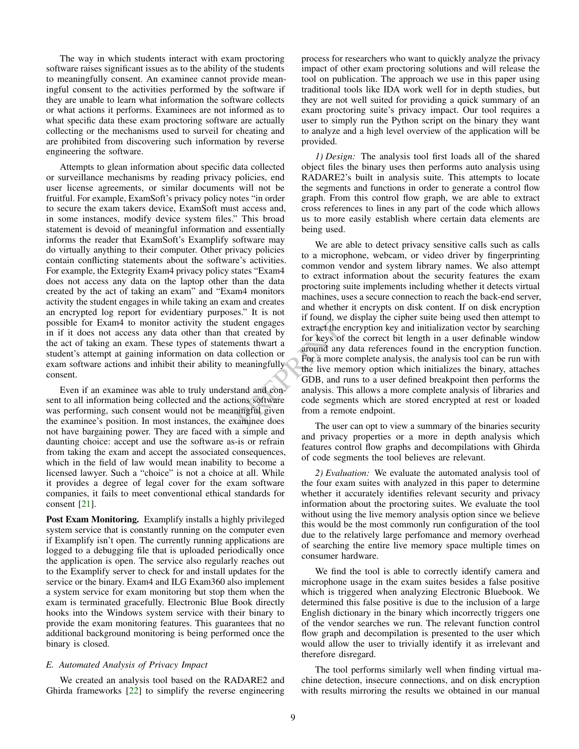The way in which students interact with exam proctoring software raises significant issues as to the ability of the students to meaningfully consent. An examinee cannot provide meaningful consent to the activities performed by the software if they are unable to learn what information the software collects or what actions it performs. Examinees are not informed as to what specific data these exam proctoring software are actually collecting or the mechanisms used to surveil for cheating and are prohibited from discovering such information by reverse engineering the software.

Attempts to glean information about specific data collected or surveillance mechanisms by reading privacy policies, end user license agreements, or similar documents will not be fruitful. For example, ExamSoft's privacy policy notes "in order to secure the exam takers device, ExamSoft must access and, in some instances, modify device system files." This broad statement is devoid of meaningful information and essentially informs the reader that ExamSoft's Examplify software may do virtually anything to their computer. Other privacy policies contain conflicting statements about the software's activities. For example, the Extegrity Exam4 privacy policy states "Exam4 does not access any data on the laptop other than the data created by the act of taking an exam" and "Exam4 monitors activity the student engages in while taking an exam and creates an encrypted log report for evidentiary purposes." It is not possible for Exam4 to monitor activity the student engages in if it does not access any data other than that created by the act of taking an exam. These types of statements thwart a student's attempt at gaining information on data collection or exam software actions and inhibit their ability to meaningfully consent.

Even if an examinee was able to truly understand and consent to all information being collected and the actions software was performing, such consent would not be meaningful given the examinee's position. In most instances, the examinee does not have bargaining power. They are faced with a simple and daunting choice: accept and use the software as-is or refrain from taking the exam and accept the associated consequences, which in the field of law would mean inability to become a licensed lawyer. Such a "choice" is not a choice at all. While it provides a degree of legal cover for the exam software companies, it fails to meet conventional ethical standards for consent [21].

**Post Exam Monitoring.** Examplify installs a highly privileged system service that is constantly running on the computer even if Examplify isn't open. The currently running applications are logged to a debugging file that is uploaded periodically once the application is open. The service also regularly reaches out to the Examplify server to check for and install updates for the service or the binary. Exam4 and ILG Exam360 also implement a system service for exam monitoring but stop them when the exam is terminated gracefully. Electronic Blue Book directly hooks into the Windows system service with their binary to provide the exam monitoring features. This guarantees that no additional background monitoring is being performed once the binary is closed.

### *E. Automated Analysis of Privacy Impact*

We created an analysis tool based on the RADARE2 and Ghirda frameworks [22] to simplify the reverse engineering process for researchers who want to quickly analyze the privacy impact of other exam proctoring solutions and will release the tool on publication. The approach we use in this paper using traditional tools like IDA work well for in depth studies, but they are not well suited for providing a quick summary of an exam proctoring suite's privacy impact. Our tool requires a user to simply run the Python script on the binary they want to analyze and a high level overview of the application will be provided.

*1) Design:* The analysis tool first loads all of the shared object files the binary uses then performs auto analysis using RADARE2's built in analysis suite. This attempts to locate the segments and functions in order to generate a control flow graph. From this control flow graph, we are able to extract cross references to lines in any part of the code which allows us to more easily establish where certain data elements are being used.

We are able to detect privacy sensitive calls such as calls to a microphone, webcam, or video driver by fingerprinting common vendor and system library names. We also attempt to extract information about the security features the exam proctoring suite implements including whether it detects virtual machines, uses a secure connection to reach the back-end server, and whether it encrypts on disk content. If on disk encryption if found, we display the cipher suite being used then attempt to extract the encryption key and initialization vector by searching for keys of the correct bit length in a user definable window around any data references found in the encryption function. For a more complete analysis, the analysis tool can be run with the live memory option which initializes the binary, attaches GDB, and runs to a user defined breakpoint then performs the analysis. This allows a more complete analysis of libraries and code segments which are stored encrypted at rest or loaded from a remote endpoint.

The user can opt to view a summary of the binaries security and privacy properties or a more in depth analysis which features control flow graphs and decompilations with Ghirda of code segments the tool believes are relevant.

*2) Evaluation:* We evaluate the automated analysis tool of the four exam suites with analyzed in this paper to determine whether it accurately identifies relevant security and privacy information about the proctoring suites. We evaluate the tool without using the live memory analysis option since we believe this would be the most commonly run configuration of the tool due to the relatively large perfomance and memory overhead of searching the entire live memory space multiple times on consumer hardware.

We find the tool is able to correctly identify camera and microphone usage in the exam suites besides a false positive which is triggered when analyzing Electronic Bluebook. We determined this false positive is due to the inclusion of a large English dictionary in the binary which incorrectly triggers one of the vendor searches we run. The relevant function control flow graph and decompilation is presented to the user which would allow the user to trivially identify it as irrelevant and therefore disregard.

The tool performs similarly well when finding virtual machine detection, insecure connections, and on disk encryption with results mirroring the results we obtained in our manual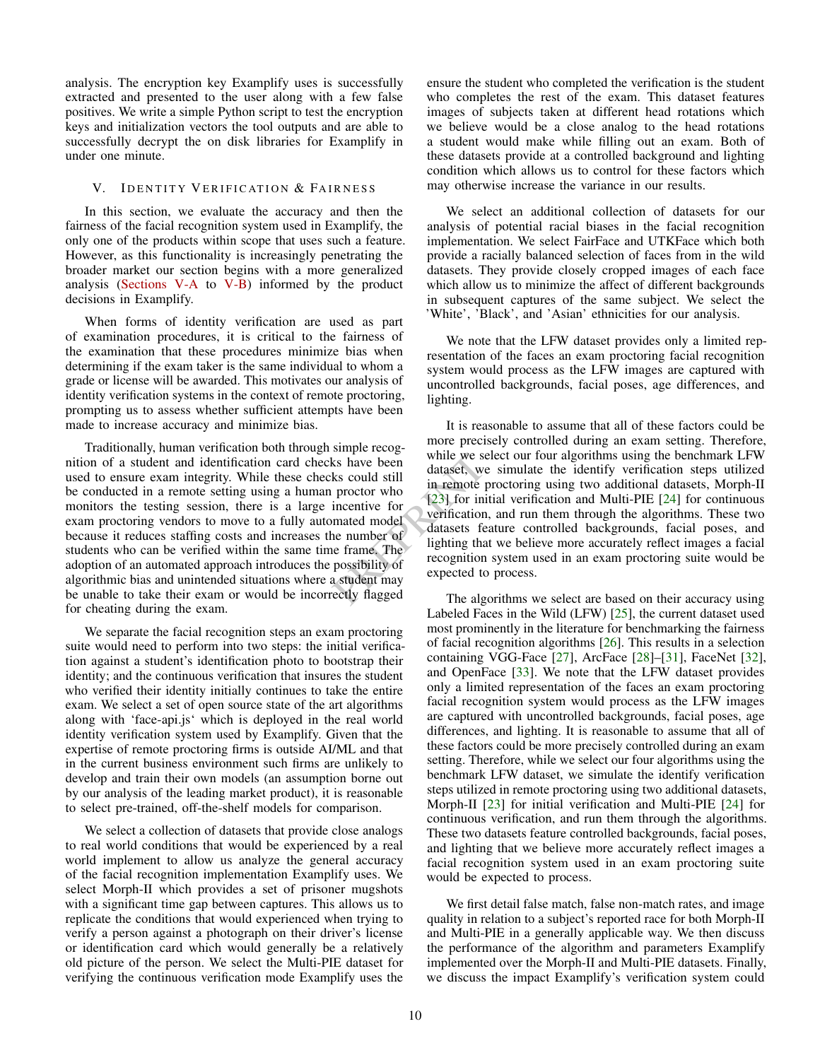analysis. The encryption key Examplify uses is successfully extracted and presented to the user along with a few false positives. We write a simple Python script to test the encryption keys and initialization vectors the tool outputs and are able to successfully decrypt the on disk libraries for Examplify in under one minute.

## V. Identity Verification & Fairness

In this section, we evaluate the accuracy and then the fairness of the facial recognition system used in Examplify, the only one of the products within scope that uses such a feature. However, as this functionality is increasingly penetrating the broader market our section begins with a more generalized analysis (Sections V-A to V-B) informed by the product decisions in Examplify.

When forms of identity verification are used as part of examination procedures, it is critical to the fairness of the examination that these procedures minimize bias when determining if the exam taker is the same individual to whom a grade or license will be awarded. This motivates our analysis of identity verification systems in the context of remote proctoring, prompting us to assess whether sufficient attempts have been made to increase accuracy and minimize bias.

Traditionally, human verification both through simple recognition of a student and identification card checks have been used to ensure exam integrity. While these checks could still be conducted in a remote setting using a human proctor who monitors the testing session, there is a large incentive for exam proctoring vendors to move to a fully automated model because it reduces staffing costs and increases the number of students who can be verified within the same time frame. The adoption of an automated approach introduces the possibility of algorithmic bias and unintended situations where a student may be unable to take their exam or would be incorrectly flagged for cheating during the exam.

We separate the facial recognition steps an exam proctoring suite would need to perform into two steps: the initial verification against a student's identification photo to bootstrap their identity; and the continuous verification that insures the student who verified their identity initially continues to take the entire exam. We select a set of open source state of the art algorithms along with 'face-api.js' which is deployed in the real world identity verification system used by Examplify. Given that the expertise of remote proctoring firms is outside AI/ML and that in the current business environment such firms are unlikely to develop and train their own models (an assumption borne out by our analysis of the leading market product), it is reasonable to select pre-trained, off-the-shelf models for comparison.

We select a collection of datasets that provide close analogs to real world conditions that would be experienced by a real world implement to allow us analyze the general accuracy of the facial recognition implementation Examplify uses. We select Morph-II which provides a set of prisoner mugshots with a significant time gap between captures. This allows us to replicate the conditions that would experienced when trying to verify a person against a photograph on their driver's license or identification card which would generally be a relatively old picture of the person. We select the Multi-PIE dataset for verifying the continuous verification mode Examplify uses the ensure the student who completed the verification is the student who completes the rest of the exam. This dataset features images of subjects taken at different head rotations which we believe would be a close analog to the head rotations a student would make while filling out an exam. Both of these datasets provide at a controlled background and lighting condition which allows us to control for these factors which may otherwise increase the variance in our results.

We select an additional collection of datasets for our analysis of potential racial biases in the facial recognition implementation. We select FairFace and UTKFace which both provide a racially balanced selection of faces from in the wild datasets. They provide closely cropped images of each face which allow us to minimize the affect of different backgrounds in subsequent captures of the same subject. We select the 'White', 'Black', and 'Asian' ethnicities for our analysis.

We note that the LFW dataset provides only a limited representation of the faces an exam proctoring facial recognition system would process as the LFW images are captured with uncontrolled backgrounds, facial poses, age differences, and lighting.

It is reasonable to assume that all of these factors could be more precisely controlled during an exam setting. Therefore, while we select our four algorithms using the benchmark LFW dataset, we simulate the identify verification steps utilized in remote proctoring using two additional datasets, Morph-II [23] for initial verification and Multi-PIE [24] for continuous verification, and run them through the algorithms. These two datasets feature controlled backgrounds, facial poses, and lighting that we believe more accurately reflect images a facial recognition system used in an exam proctoring suite would be expected to process.

The algorithms we select are based on their accuracy using Labeled Faces in the Wild (LFW) [25], the current dataset used most prominently in the literature for benchmarking the fairness of facial recognition algorithms [26]. This results in a selection containing VGG-Face [27], ArcFace [28]–[31], FaceNet [32], and OpenFace [33]. We note that the LFW dataset provides only a limited representation of the faces an exam proctoring facial recognition system would process as the LFW images are captured with uncontrolled backgrounds, facial poses, age differences, and lighting. It is reasonable to assume that all of these factors could be more precisely controlled during an exam setting. Therefore, while we select our four algorithms using the benchmark LFW dataset, we simulate the identify verification steps utilized in remote proctoring using two additional datasets, Morph-II [23] for initial verification and Multi-PIE [24] for continuous verification, and run them through the algorithms. These two datasets feature controlled backgrounds, facial poses, and lighting that we believe more accurately reflect images a facial recognition system used in an exam proctoring suite would be expected to process.

We first detail false match, false non-match rates, and image quality in relation to a subject's reported race for both Morph-II and Multi-PIE in a generally applicable way. We then discuss the performance of the algorithm and parameters Examplify implemented over the Morph-II and Multi-PIE datasets. Finally, we discuss the impact Examplify's verification system could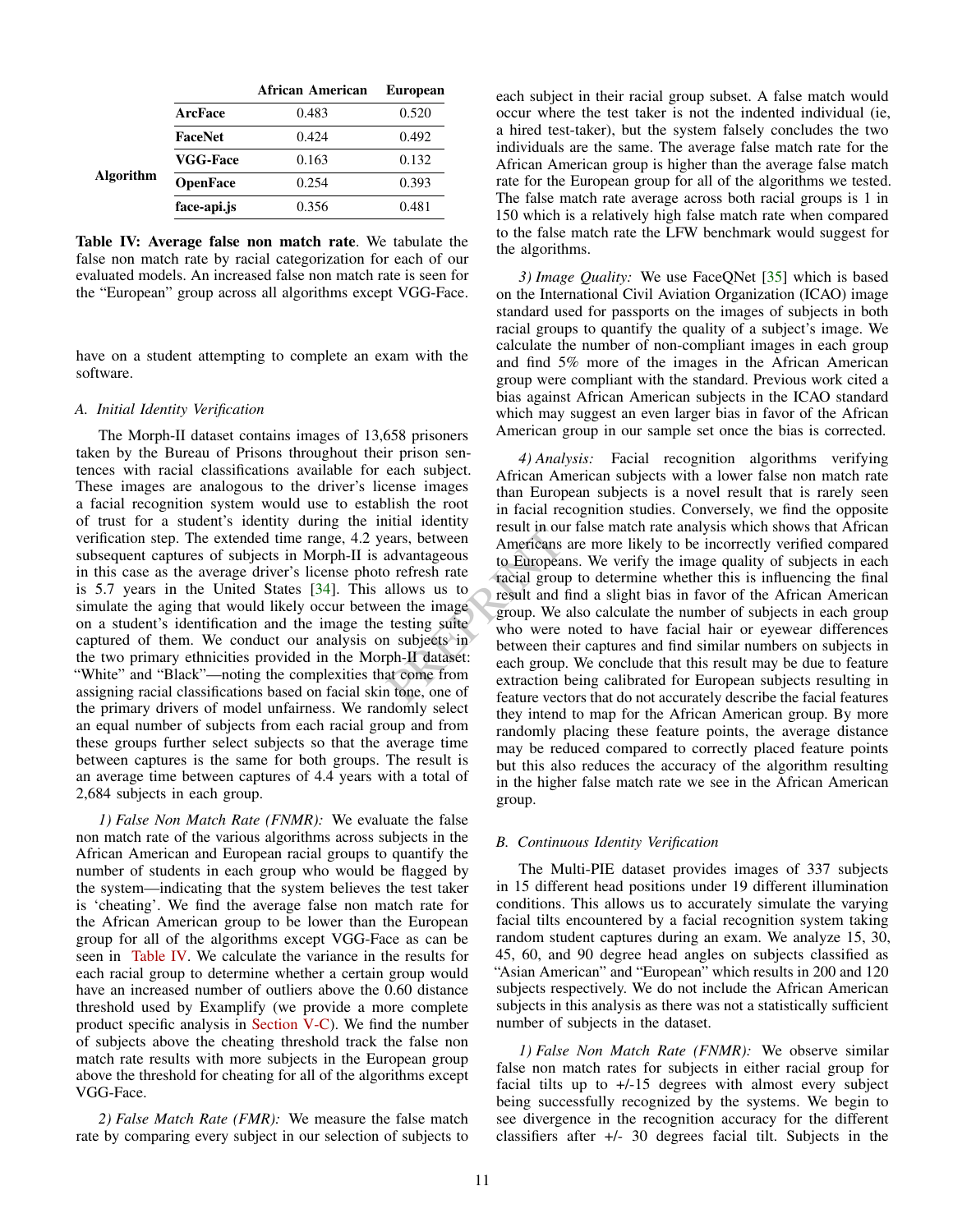| | | African American | European |
|---|---|---|---|
| Algorithm | **ArcFace** | 0.483 | 0.520 |
| | **FaceNet** | 0.424 | 0.492 |
| | **VGG-Face** | 0.163 | 0.132 |
| | **OpenFace** | 0.254 | 0.393 |
| | **face-api.js** | 0.356 | 0.481 |

**Table IV: Average false non match rate**. We tabulate the false non match rate by racial categorization for each of our evaluated models. An increased false non match rate is seen for the "European" group across all algorithms except VGG-Face.

have on a student attempting to complete an exam with the software.

### A. Initial Identity Verification

The Morph-II dataset contains images of 13,658 prisoners taken by the Bureau of Prisons throughout their prison sentences with racial classifications available for each subject. These images are analogous to the driver's license images a facial recognition system would use to establish the root of trust for a student's identity during the initial identity verification step. The extended time range, 4.2 years, between subsequent captures of subjects in Morph-II is advantageous in this case as the average driver's license photo refresh rate is 5.7 years in the United States [34]. This allows us to simulate the aging that would likely occur between the image on a student's identification and the image the testing suite captured of them. We conduct our analysis on subjects in the two primary ethnicities provided in the Morph-II dataset: "White" and "Black"—noting the complexities that come from assigning racial classifications based on facial skin tone, one of the primary drivers of model unfairness. We randomly select an equal number of subjects from each racial group and from these groups further select subjects so that the average time between captures is the same for both groups. The result is an average time between captures of 4.4 years with a total of 2,684 subjects in each group.

*1) False Non Match Rate (FNMR):* We evaluate the false non match rate of the various algorithms across subjects in the African American and European racial groups to quantify the number of students in each group who would be flagged by the system—indicating that the system believes the test taker is 'cheating'. We find the average false non match rate for the African American group to be lower than the European group for all of the algorithms except VGG-Face as can be seen in Table IV. We calculate the variance in the results for each racial group to determine whether a certain group would have an increased number of outliers above the 0.60 distance threshold used by Examplify (we provide a more complete product specific analysis in Section V-C). We find the number of subjects above the cheating threshold track the false non match rate results with more subjects in the European group above the threshold for cheating for all of the algorithms except VGG-Face.

*2) False Match Rate (FMR):* We measure the false match rate by comparing every subject in our selection of subjects to each subject in their racial group subset. A false match would occur where the test taker is not the indented individual (ie, a hired test-taker), but the system falsely concludes the two individuals are the same. The average false match rate for the African American group is higher than the average false match rate for the European group for all of the algorithms we tested. The false match rate average across both racial groups is 1 in 150 which is a relatively high false match rate when compared to the false match rate the LFW benchmark would suggest for the algorithms.

*3) Image Quality:* We use FaceQNet [35] which is based on the International Civil Aviation Organization (ICAO) image standard used for passports on the images of subjects in both racial groups to quantify the quality of a subject's image. We calculate the number of non-compliant images in each group and find 5% more of the images in the African American group were compliant with the standard. Previous work cited a bias against African American subjects in the ICAO standard which may suggest an even larger bias in favor of the African American group in our sample set once the bias is corrected.

*4) Analysis:* Facial recognition algorithms verifying African American subjects with a lower false non match rate than European subjects is a novel result that is rarely seen in facial recognition studies. Conversely, we find the opposite result in our false match rate analysis which shows that African Americans are more likely to be incorrectly verified compared to Europeans. We verify the image quality of subjects in each racial group to determine whether this is influencing the final result and find a slight bias in favor of the African American group. We also calculate the number of subjects in each group who were noted to have facial hair or eyewear differences between their captures and find similar numbers on subjects in each group. We conclude that this result may be due to feature extraction being calibrated for European subjects resulting in feature vectors that do not accurately describe the facial features they intend to map for the African American group. By more randomly placing these feature points, the average distance may be reduced compared to correctly placed feature points but this also reduces the accuracy of the algorithm resulting in the higher false match rate we see in the African American group.

### B. Continuous Identity Verification

The Multi-PIE dataset provides images of 337 subjects in 15 different head positions under 19 different illumination conditions. This allows us to accurately simulate the varying facial tilts encountered by a facial recognition system taking random student captures during an exam. We analyze 15, 30, 45, 60, and 90 degree head angles on subjects classified as "Asian American" and "European" which results in 200 and 120 subjects respectively. We do not include the African American subjects in this analysis as there was not a statistically sufficient number of subjects in the dataset.

*1) False Non Match Rate (FNMR):* We observe similar false non match rates for subjects in either racial group for facial tilts up to +/-15 degrees with almost every subject being successfully recognized by the systems. We begin to see divergence in the recognition accuracy for the different classifiers after +/- 30 degrees facial tilt. Subjects in the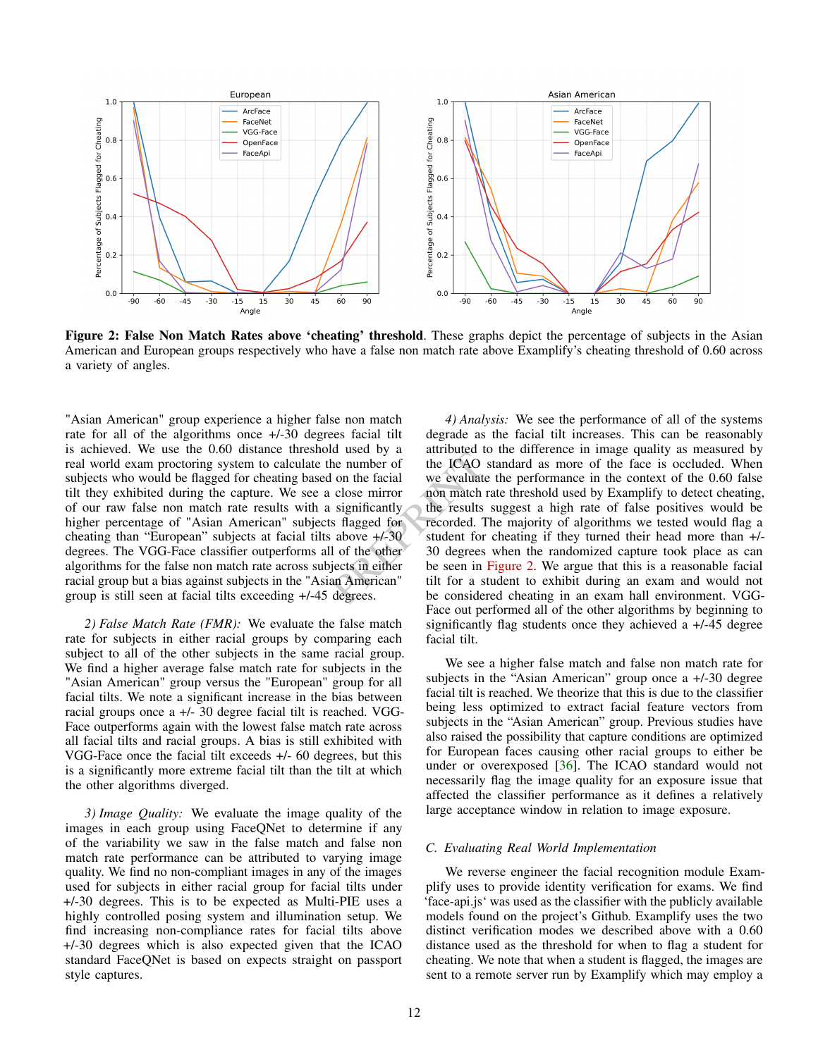**Figure 2: False Non Match Rates above 'cheating' threshold**. These graphs depict the percentage of subjects in the Asian American and European groups respectively who have a false non match rate above Examplify's cheating threshold of 0.60 across a variety of angles.

"Asian American" group experience a higher false non match rate for all of the algorithms once +/-30 degrees facial tilt is achieved. We use the 0.60 distance threshold used by a real world exam proctoring system to calculate the number of subjects who would be flagged for cheating based on the facial tilt they exhibited during the capture. We see a close mirror of our raw false non match rate results with a significantly higher percentage of "Asian American" subjects flagged for cheating than "European" subjects at facial tilts above +/-30 degrees. The VGG-Face classifier outperforms all of the other algorithms for the false non match rate across subjects in either racial group but a bias against subjects in the "Asian American" group is still seen at facial tilts exceeding +/-45 degrees.

*2) False Match Rate (FMR):* We evaluate the false match rate for subjects in either racial groups by comparing each subject to all of the other subjects in the same racial group. We find a higher average false match rate for subjects in the "Asian American" group versus the "European" group for all facial tilts. We note a significant increase in the bias between racial groups once a +/- 30 degree facial tilt is reached. VGG-Face outperforms again with the lowest false match rate across all facial tilts and racial groups. A bias is still exhibited with VGG-Face once the facial tilt exceeds +/- 60 degrees, but this is a significantly more extreme facial tilt than the tilt at which the other algorithms diverged.

*3) Image Quality:* We evaluate the image quality of the images in each group using FaceQNet to determine if any of the variability we saw in the false match and false non match rate performance can be attributed to varying image quality. We find no non-compliant images in any of the images used for subjects in either racial group for facial tilts under +/-30 degrees. This is to be expected as Multi-PIE uses a highly controlled posing system and illumination setup. We find increasing non-compliance rates for facial tilts above +/-30 degrees which is also expected given that the ICAO standard FaceQNet is based on expects straight on passport style captures.

*4) Analysis:* We see the performance of all of the systems degrade as the facial tilt increases. This can be reasonably attributed to the difference in image quality as measured by the ICAO standard as more of the face is occluded. When we evaluate the performance in the context of the 0.60 false non match rate threshold used by Examplify to detect cheating, the results suggest a high rate of false positives would be recorded. The majority of algorithms we tested would flag a student for cheating if they turned their head more than +/-30 degrees when the randomized capture took place as can be seen in Figure 2. We argue that this is a reasonable facial tilt for a student to exhibit during an exam and would not be considered cheating in an exam hall environment. VGG-Face out performed all of the other algorithms by beginning to significantly flag students once they achieved a +/-45 degree facial tilt.

We see a higher false match and false non match rate for subjects in the "Asian American" group once a +/-30 degree facial tilt is reached. We theorize that this is due to the classifier being less optimized to extract facial feature vectors from subjects in the "Asian American" group. Previous studies have also raised the possibility that capture conditions are optimized for European faces causing other racial groups to either be under or overexposed [36]. The ICAO standard would not necessarily flag the image quality for an exposure issue that affected the classifier performance as it defines a relatively large acceptance window in relation to image exposure.

### C. Evaluating Real World Implementation

We reverse engineer the facial recognition module Examplify uses to provide identity verification for exams. We find 'face-api.js' was used as the classifier with the publicly available models found on the project's Github. Examplify uses the two distinct verification modes we described above with a 0.60 distance used as the threshold for when to flag a student for cheating. We note that when a student is flagged, the images are sent to a remote server run by Examplify which may employ a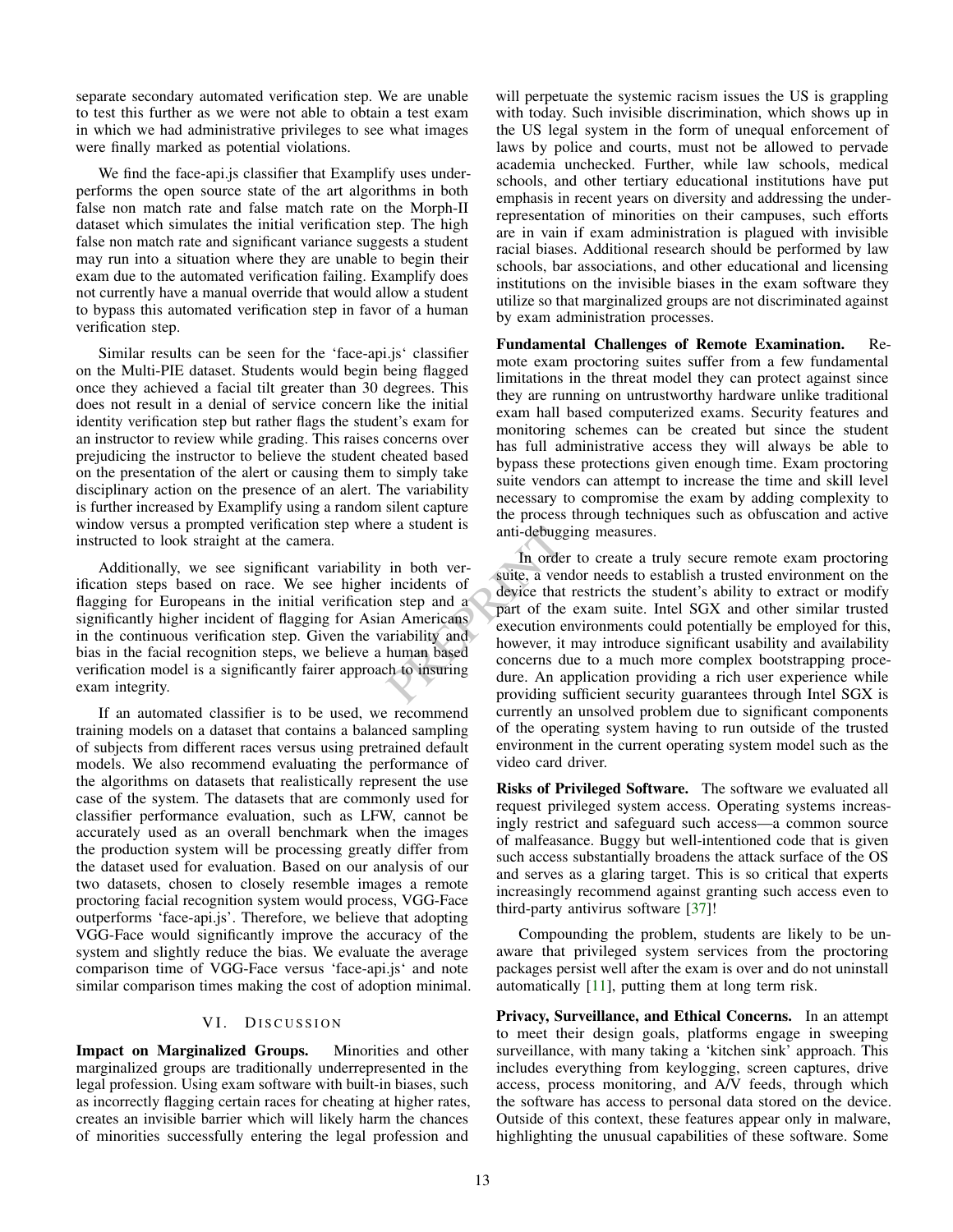separate secondary automated verification step. We are unable to test this further as we were not able to obtain a test exam in which we had administrative privileges to see what images were finally marked as potential violations.

We find the face-api.js classifier that Examplify uses underperforms the open source state of the art algorithms in both false non match rate and false match rate on the Morph-II dataset which simulates the initial verification step. The high false non match rate and significant variance suggests a student may run into a situation where they are unable to begin their exam due to the automated verification failing. Examplify does not currently have a manual override that would allow a student to bypass this automated verification step in favor of a human verification step.

Similar results can be seen for the 'face-api.js' classifier on the Multi-PIE dataset. Students would begin being flagged once they achieved a facial tilt greater than 30 degrees. This does not result in a denial of service concern like the initial identity verification step but rather flags the student's exam for an instructor to review while grading. This raises concerns over prejudicing the instructor to believe the student cheated based on the presentation of the alert or causing them to simply take disciplinary action on the presence of an alert. The variability is further increased by Examplify using a random silent capture window versus a prompted verification step where a student is instructed to look straight at the camera.

Additionally, we see significant variability in both verification steps based on race. We see higher incidents of flagging for Europeans in the initial verification step and a significantly higher incident of flagging for Asian Americans in the continuous verification step. Given the variability and bias in the facial recognition steps, we believe a human based verification model is a significantly fairer approach to insuring exam integrity.

If an automated classifier is to be used, we recommend training models on a dataset that contains a balanced sampling of subjects from different races versus using pretrained default models. We also recommend evaluating the performance of the algorithms on datasets that realistically represent the use case of the system. The datasets that are commonly used for classifier performance evaluation, such as LFW, cannot be accurately used as an overall benchmark when the images the production system will be processing greatly differ from the dataset used for evaluation. Based on our analysis of our two datasets, chosen to closely resemble images a remote proctoring facial recognition system would process, VGG-Face outperforms 'face-api.js'. Therefore, we believe that adopting VGG-Face would significantly improve the accuracy of the system and slightly reduce the bias. We evaluate the average comparison time of VGG-Face versus 'face-api.js' and note similar comparison times making the cost of adoption minimal.

## VI. Discussion

**Impact on Marginalized Groups.** Minorities and other marginalized groups are traditionally underrepresented in the legal profession. Using exam software with built-in biases, such as incorrectly flagging certain races for cheating at higher rates, creates an invisible barrier which will likely harm the chances of minorities successfully entering the legal profession and will perpetuate the systemic racism issues the US is grappling with today. Such invisible discrimination, which shows up in the US legal system in the form of unequal enforcement of laws by police and courts, must not be allowed to pervade academia unchecked. Further, while law schools, medical schools, and other tertiary educational institutions have put emphasis in recent years on diversity and addressing the underrepresentation of minorities on their campuses, such efforts are in vain if exam administration is plagued with invisible racial biases. Additional research should be performed by law schools, bar associations, and other educational and licensing institutions on the invisible biases in the exam software they utilize so that marginalized groups are not discriminated against by exam administration processes.

**Fundamental Challenges of Remote Examination.** Remote exam proctoring suites suffer from a few fundamental limitations in the threat model they can protect against since they are running on untrustworthy hardware unlike traditional exam hall based computerized exams. Security features and monitoring schemes can be created but since the student has full administrative access they will always be able to bypass these protections given enough time. Exam proctoring suite vendors can attempt to increase the time and skill level necessary to compromise the exam by adding complexity to the process through techniques such as obfuscation and active anti-debugging measures.

In order to create a truly secure remote exam proctoring suite, a vendor needs to establish a trusted environment on the device that restricts the student's ability to extract or modify part of the exam suite. Intel SGX and other similar trusted execution environments could potentially be employed for this, however, it may introduce significant usability and availability concerns due to a much more complex bootstrapping procedure. An application providing a rich user experience while providing sufficient security guarantees through Intel SGX is currently an unsolved problem due to significant components of the operating system having to run outside of the trusted environment in the current operating system model such as the video card driver.

**Risks of Privileged Software.** The software we evaluated all request privileged system access. Operating systems increasingly restrict and safeguard such access—a common source of malfeasance. Buggy but well-intentioned code that is given such access substantially broadens the attack surface of the OS and serves as a glaring target. This is so critical that experts increasingly recommend against granting such access even to third-party antivirus software [37]!

Compounding the problem, students are likely to be unaware that privileged system services from the proctoring packages persist well after the exam is over and do not uninstall automatically [11], putting them at long term risk.

**Privacy, Surveillance, and Ethical Concerns.** In an attempt to meet their design goals, platforms engage in sweeping surveillance, with many taking a 'kitchen sink' approach. This includes everything from keylogging, screen captures, drive access, process monitoring, and A/V feeds, through which the software has access to personal data stored on the device. Outside of this context, these features appear only in malware, highlighting the unusual capabilities of these software. Some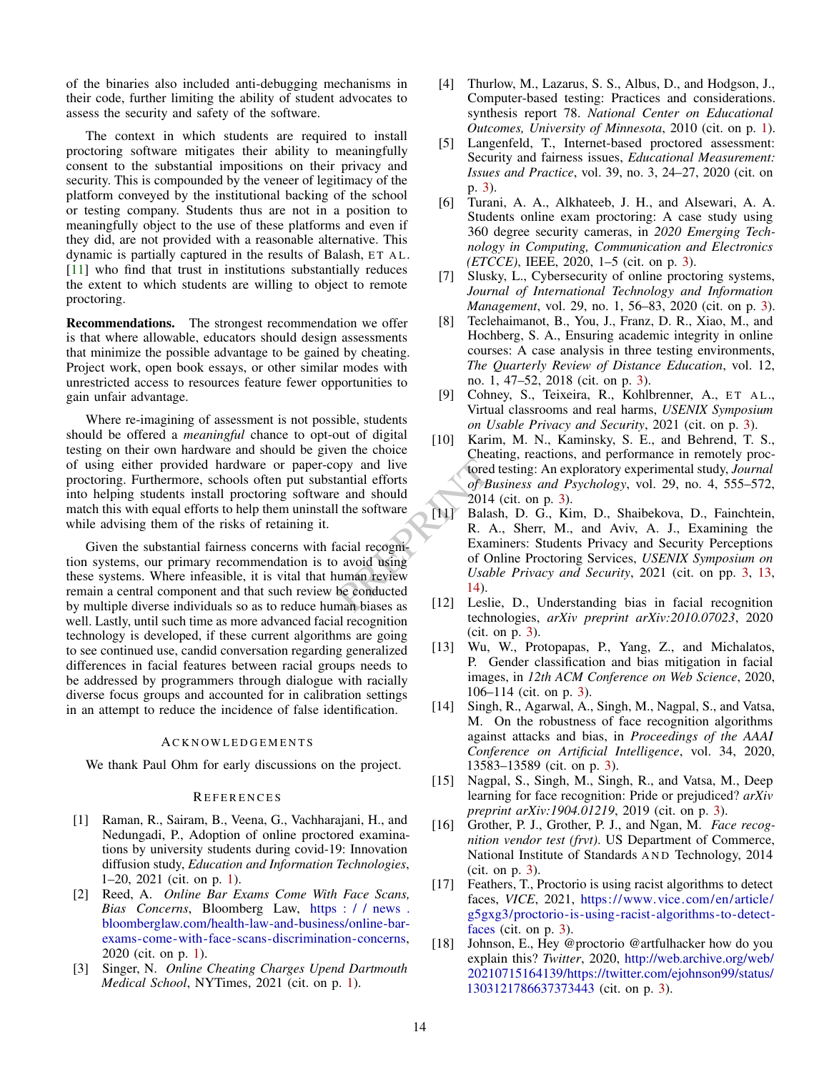of the binaries also included anti-debugging mechanisms in their code, further limiting the ability of student advocates to assess the security and safety of the software.

The context in which students are required to install proctoring software mitigates their ability to meaningfully consent to the substantial impositions on their privacy and security. This is compounded by the veneer of legitimacy of the platform conveyed by the institutional backing of the school or testing company. Students thus are not in a position to meaningfully object to the use of these platforms and even if they did, are not provided with a reasonable alternative. This dynamic is partially captured in the results of Balash, ET AL. [11] who find that trust in institutions substantially reduces the extent to which students are willing to object to remote proctoring.

**Recommendations.** The strongest recommendation we offer is that where allowable, educators should design assessments that minimize the possible advantage to be gained by cheating. Project work, open book essays, or other similar modes with unrestricted access to resources feature fewer opportunities to gain unfair advantage.

Where re-imagining of assessment is not possible, students should be offered a *meaningful* chance to opt-out of digital testing on their own hardware and should be given the choice of using either provided hardware or paper-copy and live proctoring. Furthermore, schools often put substantial efforts into helping students install proctoring software and should match this with equal efforts to help them uninstall the software while advising them of the risks of retaining it.

Given the substantial fairness concerns with facial recognition systems, our primary recommendation is to avoid using these systems. Where infeasible, it is vital that human review remain a central component and that such review be conducted by multiple diverse individuals so as to reduce human biases as well. Lastly, until such time as more advanced facial recognition technology is developed, if these current algorithms are going to see continued use, candid conversation regarding generalized differences in facial features between racial groups needs to be addressed by programmers through dialogue with racially diverse focus groups and accounted for in calibration settings in an attempt to reduce the incidence of false identification.

## Acknowledgements

We thank Paul Ohm for early discussions on the project.

## References

[1] Raman, R., Sairam, B., Veena, G., Vachharajani, H., and Nedungadi, P., Adoption of online proctored examinations by university students during covid-19: Innovation diffusion study, *Education and Information Technologies*, 1–20, 2021 (cit. on p. 1).

[2] Reed, A. *Online Bar Exams Come With Face Scans, Bias Concerns*, Bloomberg Law, https://news.bloomberglaw.com/health-law-and-business/online-bar-exams-come-with-face-scans-discrimination-concerns, 2020 (cit. on p. 1).

[3] Singer, N. *Online Cheating Charges Upend Dartmouth Medical School*, NYTimes, 2021 (cit. on p. 1).

[4] Thurlow, M., Lazarus, S. S., Albus, D., and Hodgson, J., Computer-based testing: Practices and considerations. synthesis report 78. *National Center on Educational Outcomes, University of Minnesota*, 2010 (cit. on p. 1).

[5] Langenfeld, T., Internet-based proctored assessment: Security and fairness issues, *Educational Measurement: Issues and Practice*, vol. 39, no. 3, 24–27, 2020 (cit. on p. 3).

[6] Turani, A. A., Alkhateeb, J. H., and Alsewari, A. A. Students online exam proctoring: A case study using 360 degree security cameras, in *2020 Emerging Technology in Computing, Communication and Electronics (ETCCE)*, IEEE, 2020, 1–5 (cit. on p. 3).

[7] Slusky, L., Cybersecurity of online proctoring systems, *Journal of International Technology and Information Management*, vol. 29, no. 1, 56–83, 2020 (cit. on p. 3).

[8] Teclehaimanot, B., You, J., Franz, D. R., Xiao, M., and Hochberg, S. A., Ensuring academic integrity in online courses: A case analysis in three testing environments, *The Quarterly Review of Distance Education*, vol. 12, no. 1, 47–52, 2018 (cit. on p. 3).

[9] Cohney, S., Teixeira, R., Kohlbrenner, A., ET AL., Virtual classrooms and real harms, *USENIX Symposium on Usable Privacy and Security*, 2021 (cit. on p. 3).

[10] Karim, M. N., Kaminsky, S. E., and Behrend, T. S., Cheating, reactions, and performance in remotely proctored testing: An exploratory experimental study, *Journal of Business and Psychology*, vol. 29, no. 4, 555–572, 2014 (cit. on p. 3).

[11] Balash, D. G., Kim, D., Shaibekova, D., Fainchtein, R. A., Sherr, M., and Aviv, A. J., Examining the Examiners: Students Privacy and Security Perceptions of Online Proctoring Services, *USENIX Symposium on Usable Privacy and Security*, 2021 (cit. on pp. 3, 13, 14).

[12] Leslie, D., Understanding bias in facial recognition technologies, *arXiv preprint arXiv:2010.07023*, 2020 (cit. on p. 3).

[13] Wu, W., Protopapas, P., Yang, Z., and Michalatos, P. Gender classification and bias mitigation in facial images, in *12th ACM Conference on Web Science*, 2020, 106–114 (cit. on p. 3).

[14] Singh, R., Agarwal, A., Singh, M., Nagpal, S., and Vatsa, M. On the robustness of face recognition algorithms against attacks and bias, in *Proceedings of the AAAI Conference on Artificial Intelligence*, vol. 34, 2020, 13583–13589 (cit. on p. 3).

[15] Nagpal, S., Singh, M., Singh, R., and Vatsa, M., Deep learning for face recognition: Pride or prejudiced? *arXiv preprint arXiv:1904.01219*, 2019 (cit. on p. 3).

[16] Grother, P. J., Grother, P. J., and Ngan, M. *Face recognition vendor test (frvt)*. US Department of Commerce, National Institute of Standards AND Technology, 2014 (cit. on p. 3).

[17] Feathers, T., Proctorio is using racist algorithms to detect faces, *VICE*, 2021, https://www.vice.com/en/article/g5gxg3/proctorio-is-using-racist-algorithms-to-detect-faces (cit. on p. 3).

[18] Johnson, E., Hey @proctorio @artfulhacker how do you explain this? *Twitter*, 2020, http://web.archive.org/web/20210715164139/https://twitter.com/ejohnson99/status/1303121786637373443 (cit. on p. 3).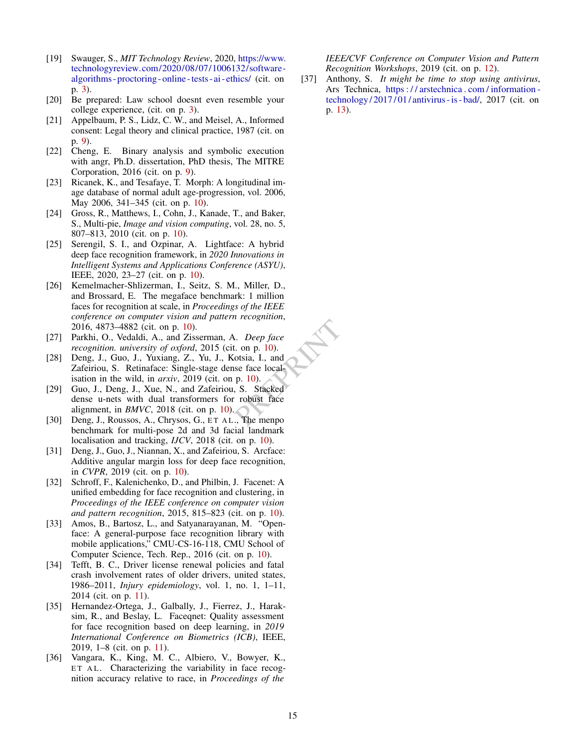[19] Swauger, S., *MIT Technology Review*, 2020, https://www.technologyreview.com/2020/08/07/1006132/software-algorithms-proctoring-online-tests-ai-ethics/ (cit. on p. 3).

[20] Be prepared: Law school doesnt even resemble your college experience, (cit. on p. 3).

[21] Appelbaum, P. S., Lidz, C. W., and Meisel, A., Informed consent: Legal theory and clinical practice, 1987 (cit. on p. 9).

[22] Cheng, E. Binary analysis and symbolic execution with angr, Ph.D. dissertation, PhD thesis, The MITRE Corporation, 2016 (cit. on p. 9).

[23] Ricanek, K., and Tesafaye, T. Morph: A longitudinal image database of normal adult age-progression, vol. 2006, May 2006, 341–345 (cit. on p. 10).

[24] Gross, R., Matthews, I., Cohn, J., Kanade, T., and Baker, S., Multi-pie, *Image and vision computing*, vol. 28, no. 5, 807–813, 2010 (cit. on p. 10).

[25] Serengil, S. I., and Ozpinar, A. Lightface: A hybrid deep face recognition framework, in *2020 Innovations in Intelligent Systems and Applications Conference (ASYU)*, IEEE, 2020, 23–27 (cit. on p. 10).

[26] Kemelmacher-Shlizerman, I., Seitz, S. M., Miller, D., and Brossard, E. The megaface benchmark: 1 million faces for recognition at scale, in *Proceedings of the IEEE conference on computer vision and pattern recognition*, 2016, 4873–4882 (cit. on p. 10).

[27] Parkhi, O., Vedaldi, A., and Zisserman, A. *Deep face recognition. university of oxford*, 2015 (cit. on p. 10).

[28] Deng, J., Guo, J., Yuxiang, Z., Yu, J., Kotsia, I., and Zafeiriou, S. Retinaface: Single-stage dense face localisation in the wild, in *arxiv*, 2019 (cit. on p. 10).

[29] Guo, J., Deng, J., Xue, N., and Zafeiriou, S. Stacked dense u-nets with dual transformers for robust face alignment, in *BMVC*, 2018 (cit. on p. 10).

[30] Deng, J., Roussos, A., Chrysos, G., ET AL., The menpo benchmark for multi-pose 2d and 3d facial landmark localisation and tracking, *IJCV*, 2018 (cit. on p. 10).

[31] Deng, J., Guo, J., Niannan, X., and Zafeiriou, S. Arcface: Additive angular margin loss for deep face recognition, in *CVPR*, 2019 (cit. on p. 10).

[32] Schroff, F., Kalenichenko, D., and Philbin, J. Facenet: A unified embedding for face recognition and clustering, in *Proceedings of the IEEE conference on computer vision and pattern recognition*, 2015, 815–823 (cit. on p. 10).

[33] Amos, B., Bartosz, L., and Satyanarayanan, M. "Openface: A general-purpose face recognition library with mobile applications," CMU-CS-16-118, CMU School of Computer Science, Tech. Rep., 2016 (cit. on p. 10).

[34] Tefft, B. C., Driver license renewal policies and fatal crash involvement rates of older drivers, united states, 1986–2011, *Injury epidemiology*, vol. 1, no. 1, 1–11, 2014 (cit. on p. 11).

[35] Hernandez-Ortega, J., Galbally, J., Fierrez, J., Haraksim, R., and Beslay, L. Faceqnet: Quality assessment for face recognition based on deep learning, in *2019 International Conference on Biometrics (ICB)*, IEEE, 2019, 1–8 (cit. on p. 11).

[36] Vangara, K., King, M. C., Albiero, V., Bowyer, K., ET AL. Characterizing the variability in face recognition accuracy relative to race, in *Proceedings of the IEEE/CVF Conference on Computer Vision and Pattern Recognition Workshops*, 2019 (cit. on p. 12).

[37] Anthony, S. *It might be time to stop using antivirus*, Ars Technica, https://arstechnica.com/information-technology/2017/01/antivirus-is-bad/, 2017 (cit. on p. 13).